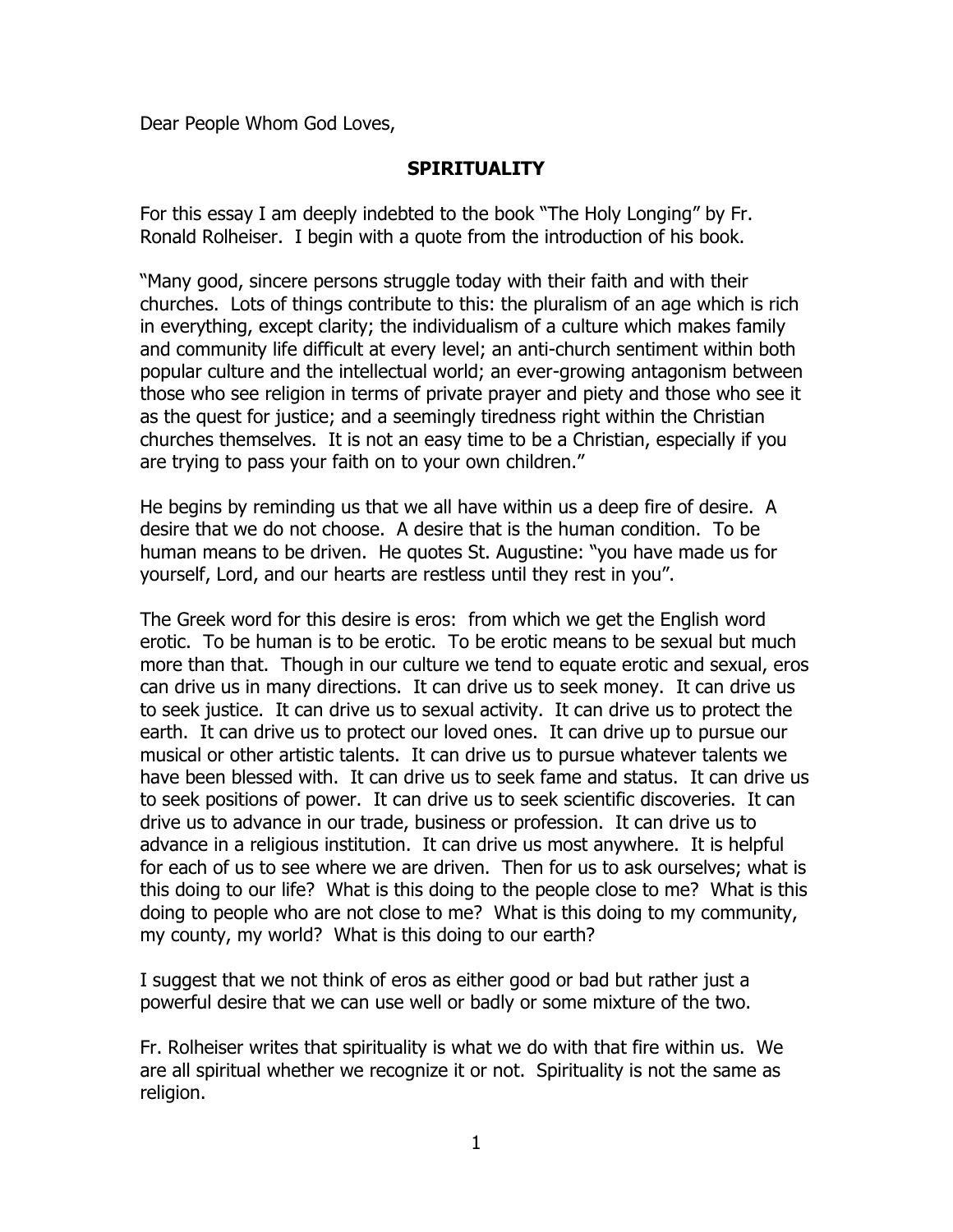Dear People Whom God Loves,

**SPIRITUALITY**

For this essay I am deeply indebted to the book "The Holy Longing" by Fr. Ronald Rolheiser. I begin with a quote from the introduction of his book.

"Many good, sincere persons struggle today with their faith and with their churches. Lots of things contribute to this: the pluralism of an age which is rich in everything, except clarity; the individualism of a culture which makes family and community life difficult at every level; an anti-church sentiment within both popular culture and the intellectual world; an ever-growing antagonism between those who see religion in terms of private prayer and piety and those who see it as the quest for justice; and a seemingly tiredness right within the Christian churches themselves. It is not an easy time to be a Christian, especially if you are trying to pass your faith on to your own children."

He begins by reminding us that we all have within us a deep fire of desire. A desire that we do not choose. A desire that is the human condition. To be human means to be driven. He quotes St. Augustine: "you have made us for yourself, Lord, and our hearts are restless until they rest in you".

The Greek word for this desire is eros: from which we get the English word erotic. To be human is to be erotic. To be erotic means to be sexual but much more than that. Though in our culture we tend to equate erotic and sexual, eros can drive us in many directions. It can drive us to seek money. It can drive us to seek justice. It can drive us to sexual activity. It can drive us to protect the earth. It can drive us to protect our loved ones. It can drive up to pursue our musical or other artistic talents. It can drive us to pursue whatever talents we have been blessed with. It can drive us to seek fame and status. It can drive us to seek positions of power. It can drive us to seek scientific discoveries. It can drive us to advance in our trade, business or profession. It can drive us to advance in a religious institution. It can drive us most anywhere. It is helpful for each of us to see where we are driven. Then for us to ask ourselves; what is this doing to our life? What is this doing to the people close to me? What is this doing to people who are not close to me? What is this doing to my community, my county, my world? What is this doing to our earth?

I suggest that we not think of eros as either good or bad but rather just a powerful desire that we can use well or badly or some mixture of the two.

Fr. Rolheiser writes that spirituality is what we do with that fire within us. We are all spiritual whether we recognize it or not. Spirituality is not the same as religion.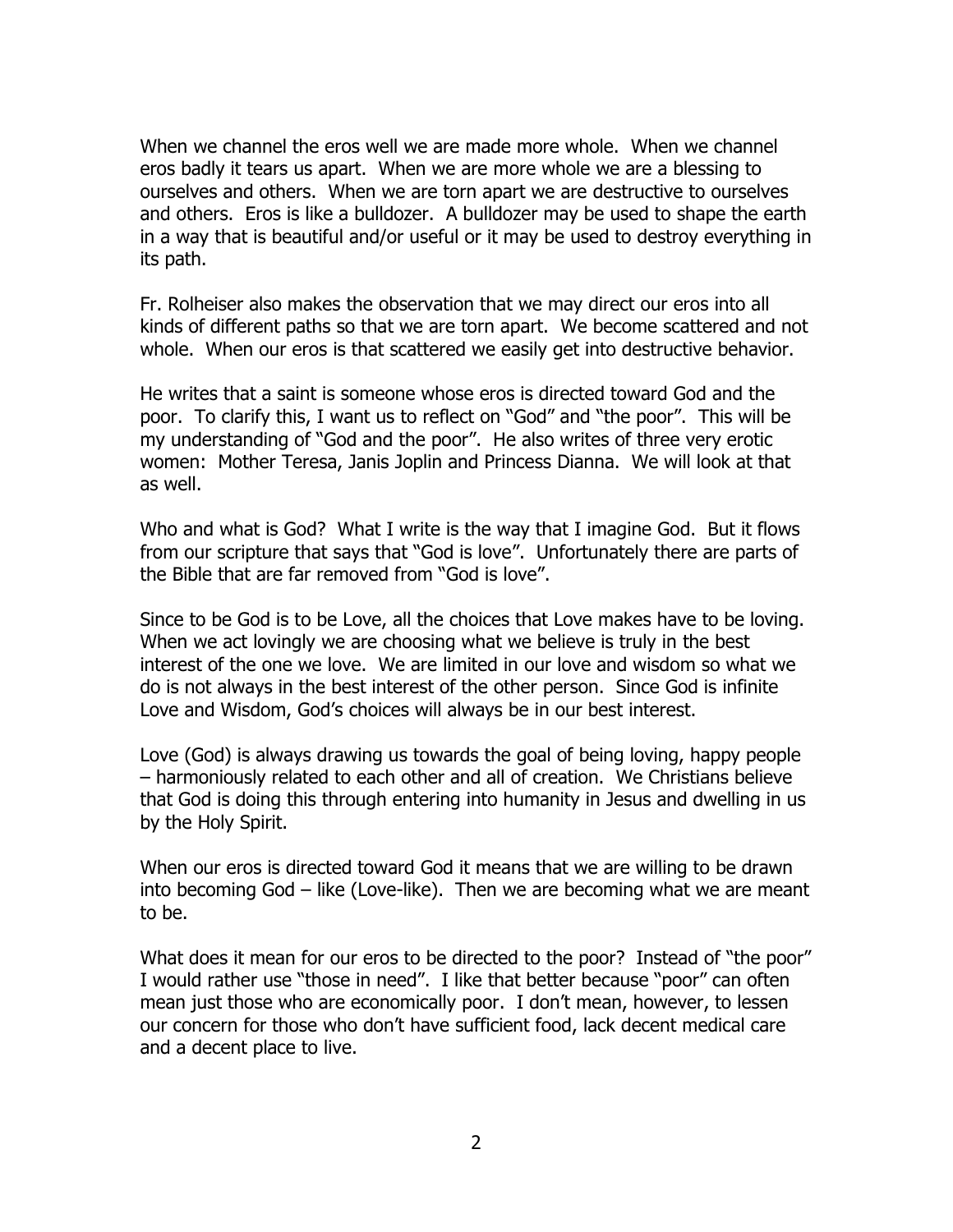When we channel the eros well we are made more whole. When we channel eros badly it tears us apart. When we are more whole we are a blessing to ourselves and others. When we are torn apart we are destructive to ourselves and others. Eros is like a bulldozer. A bulldozer may be used to shape the earth in a way that is beautiful and/or useful or it may be used to destroy everything in its path.

Fr. Rolheiser also makes the observation that we may direct our eros into all kinds of different paths so that we are torn apart. We become scattered and not whole. When our eros is that scattered we easily get into destructive behavior.

He writes that a saint is someone whose eros is directed toward God and the poor. To clarify this, I want us to reflect on "God" and "the poor". This will be my understanding of "God and the poor". He also writes of three very erotic women: Mother Teresa, Janis Joplin and Princess Dianna. We will look at that as well.

Who and what is God? What I write is the way that I imagine God. But it flows from our scripture that says that "God is love". Unfortunately there are parts of the Bible that are far removed from "God is love".

Since to be God is to be Love, all the choices that Love makes have to be loving. When we act lovingly we are choosing what we believe is truly in the best interest of the one we love. We are limited in our love and wisdom so what we do is not always in the best interest of the other person. Since God is infinite Love and Wisdom, God's choices will always be in our best interest.

Love (God) is always drawing us towards the goal of being loving, happy people – harmoniously related to each other and all of creation. We Christians believe that God is doing this through entering into humanity in Jesus and dwelling in us by the Holy Spirit.

When our eros is directed toward God it means that we are willing to be drawn into becoming God – like (Love-like). Then we are becoming what we are meant to be.

What does it mean for our eros to be directed to the poor? Instead of "the poor" I would rather use "those in need". I like that better because "poor" can often mean just those who are economically poor. I don't mean, however, to lessen our concern for those who don't have sufficient food, lack decent medical care and a decent place to live.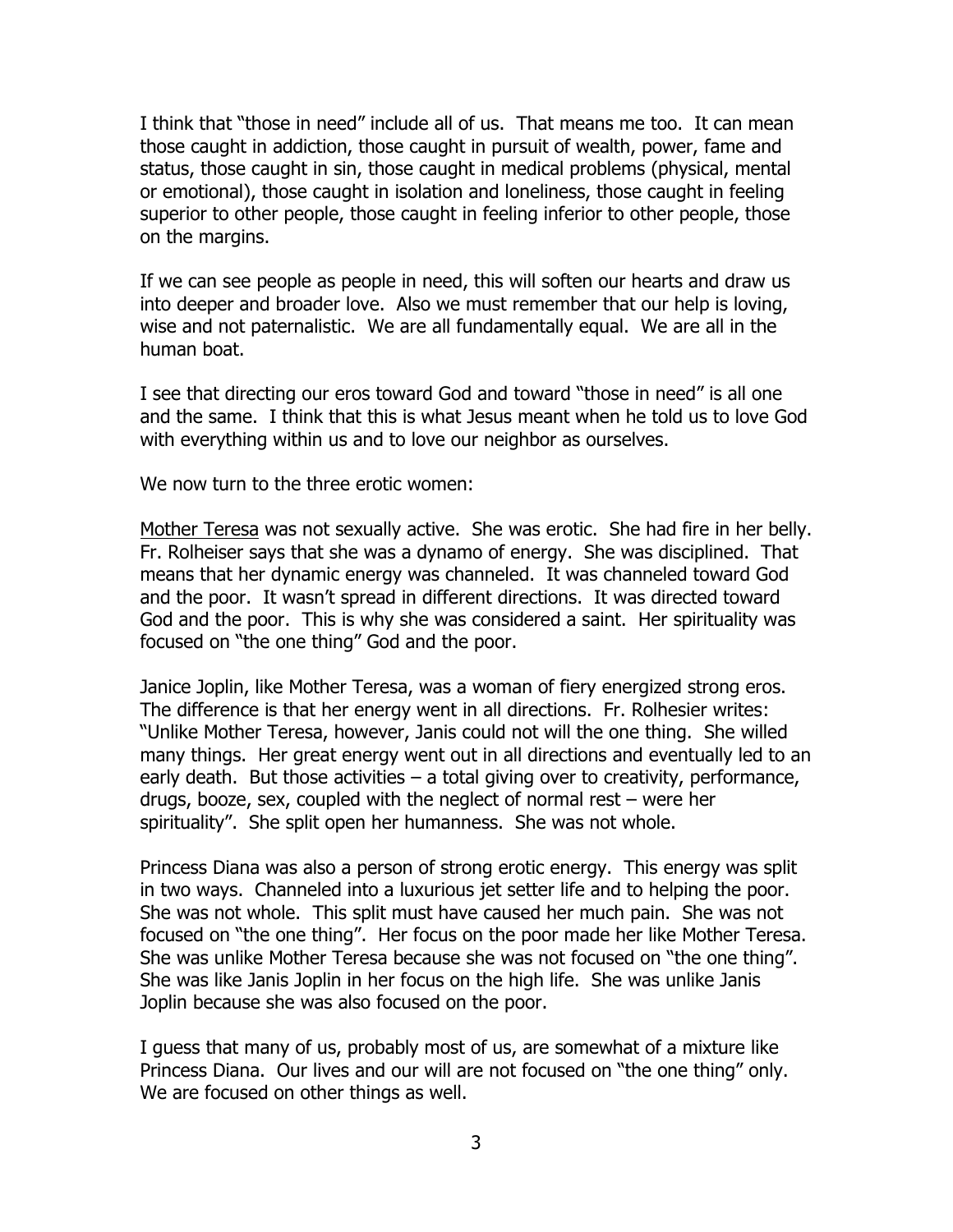I think that "those in need" include all of us. That means me too. It can mean those caught in addiction, those caught in pursuit of wealth, power, fame and status, those caught in sin, those caught in medical problems (physical, mental or emotional), those caught in isolation and loneliness, those caught in feeling superior to other people, those caught in feeling inferior to other people, those on the margins.

If we can see people as people in need, this will soften our hearts and draw us into deeper and broader love. Also we must remember that our help is loving, wise and not paternalistic. We are all fundamentally equal. We are all in the human boat.

I see that directing our eros toward God and toward "those in need" is all one and the same. I think that this is what Jesus meant when he told us to love God with everything within us and to love our neighbor as ourselves.

We now turn to the three erotic women:

<u>Mother Teresa</u> was not sexually active. She was erotic. She had fire in her belly. Fr. Rolheiser says that she was a dynamo of energy. She was disciplined. That means that her dynamic energy was channeled. It was channeled toward God and the poor. It wasn't spread in different directions. It was directed toward God and the poor. This is why she was considered a saint. Her spirituality was focused on "the one thing" God and the poor.

Janice Joplin, like Mother Teresa, was a woman of fiery energized strong eros. The difference is that her energy went in all directions. Fr. Rolhesier writes: "Unlike Mother Teresa, however, Janis could not will the one thing. She willed many things. Her great energy went out in all directions and eventually led to an early death. But those activities – a total giving over to creativity, performance, drugs, booze, sex, coupled with the neglect of normal rest – were her spirituality". She split open her humanness. She was not whole.

Princess Diana was also a person of strong erotic energy. This energy was split in two ways. Channeled into a luxurious jet setter life and to helping the poor. She was not whole. This split must have caused her much pain. She was not focused on "the one thing". Her focus on the poor made her like Mother Teresa. She was unlike Mother Teresa because she was not focused on "the one thing". She was like Janis Joplin in her focus on the high life. She was unlike Janis Joplin because she was also focused on the poor.

I guess that many of us, probably most of us, are somewhat of a mixture like Princess Diana. Our lives and our will are not focused on "the one thing" only. We are focused on other things as well.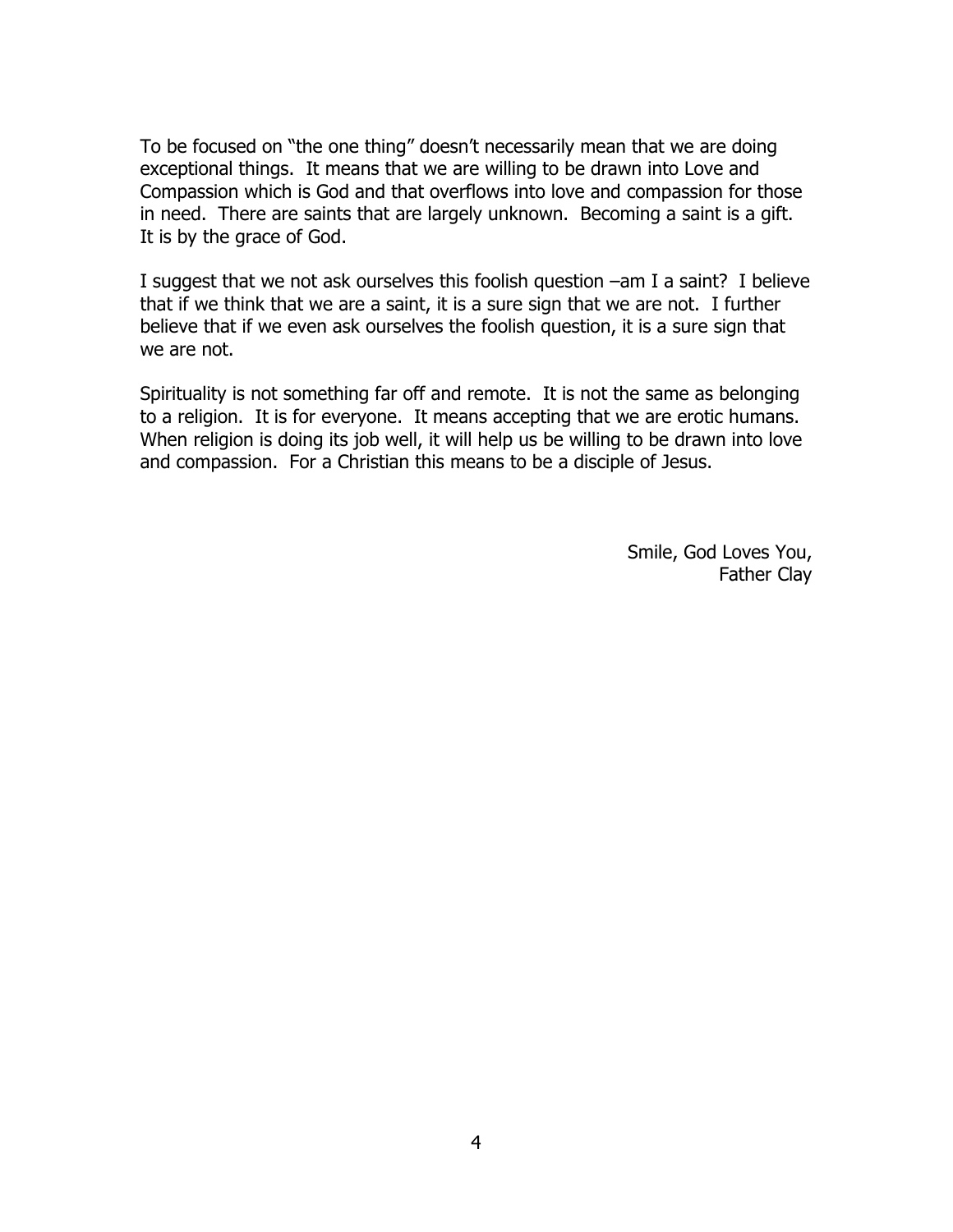To be focused on "the one thing" doesn't necessarily mean that we are doing exceptional things. It means that we are willing to be drawn into Love and Compassion which is God and that overflows into love and compassion for those in need. There are saints that are largely unknown. Becoming a saint is a gift. It is by the grace of God.

I suggest that we not ask ourselves this foolish question –am I a saint? I believe that if we think that we are a saint, it is a sure sign that we are not. I further believe that if we even ask ourselves the foolish question, it is a sure sign that we are not.

Spirituality is not something far off and remote. It is not the same as belonging to a religion. It is for everyone. It means accepting that we are erotic humans. When religion is doing its job well, it will help us be willing to be drawn into love and compassion. For a Christian this means to be a disciple of Jesus.

Smile, God Loves You,
Father Clay